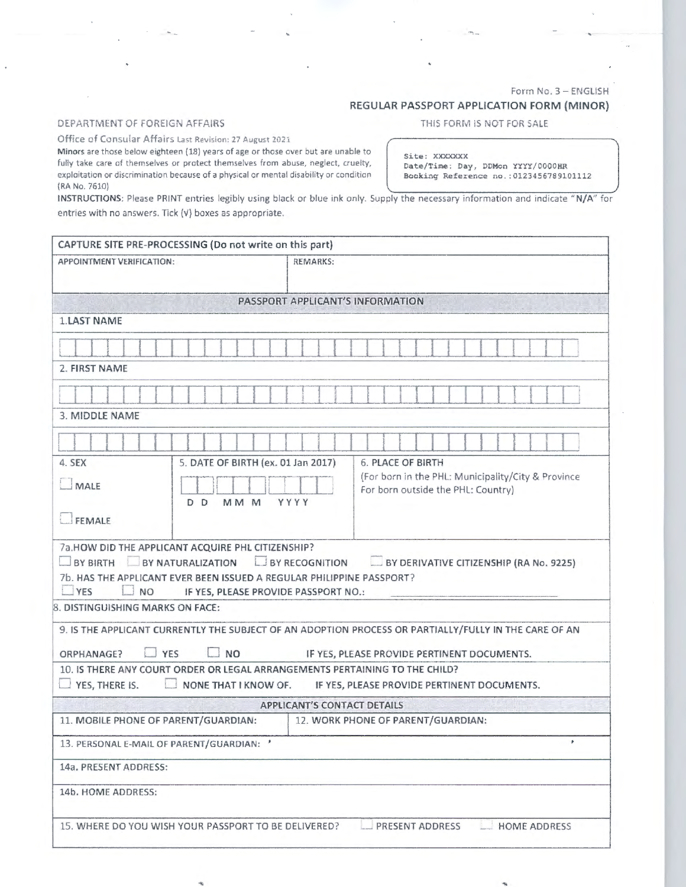Form No. 3 – ENGLISH

**REGULAR PASSPORT APPLICATION FORM (MINOR)**

THIS FORM IS NOT FOR SALE

DEPARTMENT OF FOREIGN AFFAIRS

Office of Consular Affairs Last Revision: 27 August 2021

**Minors** are those below eighteen (18) years of age or those over but are unable to fully take care of themselves or protect themselves from abuse, neglect, cruelty, exploitation or discrimination because of a physical or mental disability or condition (RA No. 7610)

```
Site: XXXXXXX
Date/Time: Day, DDMon YYYY/0000HR
Booking Reference no.:0123456789101112
```

**INSTRUCTIONS**: Please PRINT entries legibly using black or blue ink only. Supply the necessary information and indicate "**N/A**" for entries with no answers. Tick (√) boxes as appropriate.

| **CAPTURE SITE PRE-PROCESSING (Do not write on this part)** | |
|---|---|
| APPOINTMENT VERIFICATION: | REMARKS: |

**PASSPORT APPLICANT'S INFORMATION**

1.LAST NAME

2. FIRST NAME

3. MIDDLE NAME

| 4. SEX | 5. DATE OF BIRTH (ex. 01 Jan 2017) | 6. PLACE OF BIRTH |
|---|---|---|
| ☐ MALE<br>☐ FEMALE | D D MM M YYYY | (For born in the PHL: Municipality/City & Province<br>For born outside the PHL: Country) |

7a.HOW DID THE APPLICANT ACQUIRE PHL CITIZENSHIP?

☐ BY BIRTH ☐ BY NATURALIZATION ☐ BY RECOGNITION ☐ BY DERIVATIVE CITIZENSHIP (RA No. 9225)

7b. HAS THE APPLICANT EVER BEEN ISSUED A REGULAR PHILIPPINE PASSPORT?

☐ YES ☐ NO IF YES, PLEASE PROVIDE PASSPORT NO.: ____________

8. DISTINGUISHING MARKS ON FACE:

9. IS THE APPLICANT CURRENTLY THE SUBJECT OF AN ADOPTION PROCESS OR PARTIALLY/FULLY IN THE CARE OF AN ORPHANAGE? ☐ YES ☐ NO IF YES, PLEASE PROVIDE PERTINENT DOCUMENTS.

10. IS THERE ANY COURT ORDER OR LEGAL ARRANGEMENTS PERTAINING TO THE CHILD?

☐ YES, THERE IS. ☐ NONE THAT I KNOW OF. IF YES, PLEASE PROVIDE PERTINENT DOCUMENTS.

**APPLICANT'S CONTACT DETAILS**

| 11. MOBILE PHONE OF PARENT/GUARDIAN: | 12. WORK PHONE OF PARENT/GUARDIAN: |
|---|---|

13. PERSONAL E-MAIL OF PARENT/GUARDIAN:

14a. PRESENT ADDRESS:

14b. HOME ADDRESS:

15. WHERE DO YOU WISH YOUR PASSPORT TO BE DELIVERED? ☐ PRESENT ADDRESS ☐ HOME ADDRESS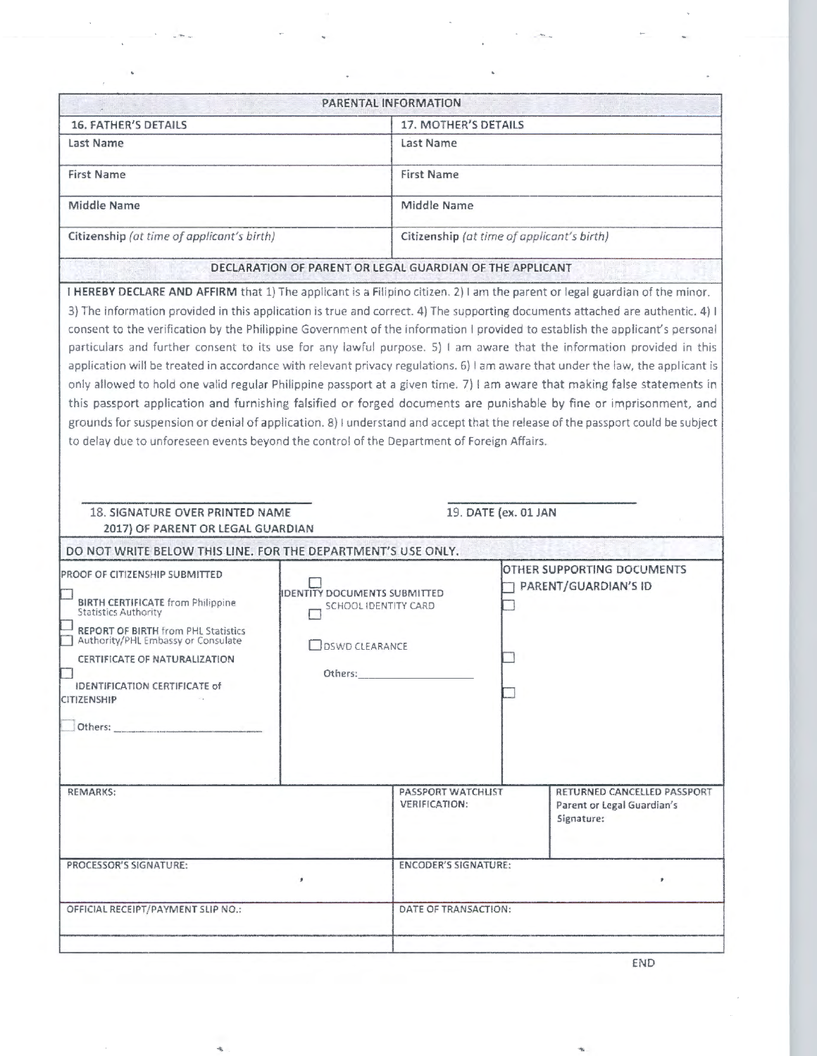## PARENTAL INFORMATION

| 16. FATHER'S DETAILS | 17. MOTHER'S DETAILS |
|---|---|
| Last Name | Last Name |
| First Name | First Name |
| Middle Name | Middle Name |
| Citizenship *(at time of applicant's birth)* | Citizenship *(at time of applicant's birth)* |

## DECLARATION OF PARENT OR LEGAL GUARDIAN OF THE APPLICANT

**I HEREBY DECLARE AND AFFIRM** that 1) The applicant is a Filipino citizen. 2) I am the parent or legal guardian of the minor. 3) The information provided in this application is true and correct. 4) The supporting documents attached are authentic. 4) I consent to the verification by the Philippine Government of the information I provided to establish the applicant's personal particulars and further consent to its use for any lawful purpose. 5) I am aware that the information provided in this application will be treated in accordance with relevant privacy regulations. 6) I am aware that under the law, the applicant is only allowed to hold one valid regular Philippine passport at a given time. 7) I am aware that making false statements in this passport application and furnishing falsified or forged documents are punishable by fine or imprisonment, and grounds for suspension or denial of application. 8) I understand and accept that the release of the passport could be subject to delay due to unforeseen events beyond the control of the Department of Foreign Affairs.

18. SIGNATURE OVER PRINTED NAME OF PARENT OR LEGAL GUARDIAN

19. DATE (ex. 01 JAN 2017)

## DO NOT WRITE BELOW THIS LINE. FOR THE DEPARTMENT'S USE ONLY.

| PROOF OF CITIZENSHIP SUBMITTED | IDENTITY DOCUMENTS SUBMITTED | OTHER SUPPORTING DOCUMENTS |
|---|---|---|
| ☐ BIRTH CERTIFICATE from Philippine Statistics Authority | ☐ SCHOOL IDENTITY CARD | ☐ PARENT/GUARDIAN'S ID |
| ☐ REPORT OF BIRTH from PHL Statistics Authority/PHL Embassy or Consulate | ☐ DSWD CLEARANCE | ☐ |
| ☐ CERTIFICATE OF NATURALIZATION | Others: ____________ | ☐ |
| ☐ IDENTIFICATION CERTIFICATE of CITIZENSHIP | | ☐ |
| ☐ Others: ____________ | | |

| REMARKS: | PASSPORT WATCHLIST VERIFICATION: | RETURNED CANCELLED PASSPORT Parent or Legal Guardian's Signature: |
|---|---|---|

| | |
|---|---|
| PROCESSOR'S SIGNATURE: | ENCODER'S SIGNATURE: |
| OFFICIAL RECEIPT/PAYMENT SLIP NO.: | DATE OF TRANSACTION: |
| | |

END